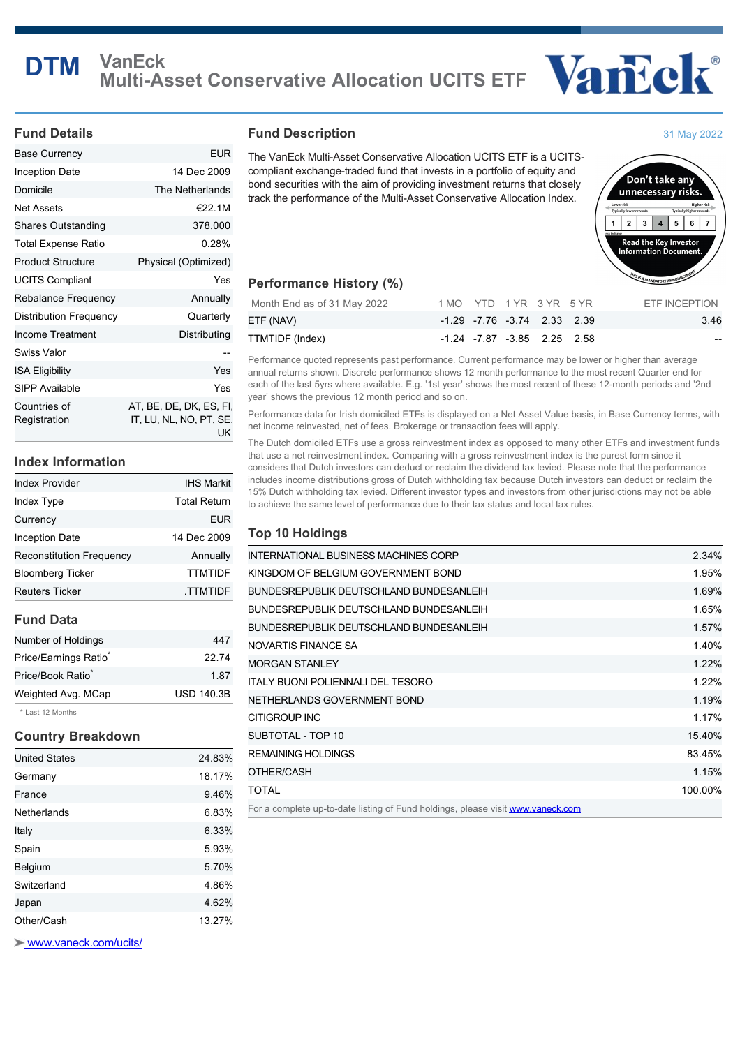# DTM VanEck Multi-Asset Conservative Allocation UCITS ETF

## Fund Details

| Base Currency | EUR |
|---|---|
| Inception Date | 14 Dec 2009 |
| Domicile | The Netherlands |
| Net Assets | €22.1M |
| Shares Outstanding | 378,000 |
| Total Expense Ratio | 0.28% |
| Product Structure | Physical (Optimized) |
| UCITS Compliant | Yes |
| Rebalance Frequency | Annually |
| Distribution Frequency | Quarterly |
| Income Treatment | Distributing |
| Swiss Valor | -- |
| ISA Eligibility | Yes |
| SIPP Available | Yes |
| Countries of Registration | AT, BE, DE, DK, ES, FI, IT, LU, NL, NO, PT, SE, UK |

## Index Information

| Index Provider | IHS Markit |
|---|---|
| Index Type | Total Return |
| Currency | EUR |
| Inception Date | 14 Dec 2009 |
| Reconstitution Frequency | Annually |
| Bloomberg Ticker | TTMTIDF |
| Reuters Ticker | .TTMTIDF |

## Fund Data

| Number of Holdings | 447 |
|---|---|
| Price/Earnings Ratio* | 22.74 |
| Price/Book Ratio* | 1.87 |
| Weighted Avg. MCap | USD 140.3B |

* Last 12 Months

## Country Breakdown

| United States | 24.83% |
|---|---|
| Germany | 18.17% |
| France | 9.46% |
| Netherlands | 6.83% |
| Italy | 6.33% |
| Spain | 5.93% |
| Belgium | 5.70% |
| Switzerland | 4.86% |
| Japan | 4.62% |
| Other/Cash | 13.27% |

www.vaneck.com/ucits/

## Fund Description

31 May 2022

The VanEck Multi-Asset Conservative Allocation UCITS ETF is a UCITS-compliant exchange-traded fund that invests in a portfolio of equity and bond securities with the aim of providing investment returns that closely track the performance of the Multi-Asset Conservative Allocation Index.

Don't take any unnecessary risks. Lower risk – Typically lower rewards; Higher risk – Typically higher rewards: 1 2 3 **4** 5 6 7. Read the Key Investor Information Document. This is a mandatory announcement.

## Performance History (%)

| Month End as of 31 May 2022 | 1 MO | YTD | 1 YR | 3 YR | 5 YR | ETF INCEPTION |
|---|---|---|---|---|---|---|
| ETF (NAV) | -1.29 | -7.76 | -3.74 | 2.33 | 2.39 | 3.46 |
| TTMTIDF (Index) | -1.24 | -7.87 | -3.85 | 2.25 | 2.58 | -- |

Performance quoted represents past performance. Current performance may be lower or higher than average annual returns shown. Discrete performance shows 12 month performance to the most recent Quarter end for each of the last 5yrs where available. E.g. '1st year' shows the most recent of these 12-month periods and '2nd year' shows the previous 12 month period and so on.

Performance data for Irish domiciled ETFs is displayed on a Net Asset Value basis, in Base Currency terms, with net income reinvested, net of fees. Brokerage or transaction fees will apply.

The Dutch domiciled ETFs use a gross reinvestment index as opposed to many other ETFs and investment funds that use a net reinvestment index. Comparing with a gross reinvestment index is the purest form since it considers that Dutch investors can deduct or reclaim the dividend tax levied. Please note that the performance includes income distributions gross of Dutch withholding tax because Dutch investors can deduct or reclaim the 15% Dutch withholding tax levied. Different investor types and investors from other jurisdictions may not be able to achieve the same level of performance due to their tax status and local tax rules.

## Top 10 Holdings

| INTERNATIONAL BUSINESS MACHINES CORP | 2.34% |
|---|---|
| KINGDOM OF BELGIUM GOVERNMENT BOND | 1.95% |
| BUNDESREPUBLIK DEUTSCHLAND BUNDESANLEIH | 1.69% |
| BUNDESREPUBLIK DEUTSCHLAND BUNDESANLEIH | 1.65% |
| BUNDESREPUBLIK DEUTSCHLAND BUNDESANLEIH | 1.57% |
| NOVARTIS FINANCE SA | 1.40% |
| MORGAN STANLEY | 1.22% |
| ITALY BUONI POLIENNALI DEL TESORO | 1.22% |
| NETHERLANDS GOVERNMENT BOND | 1.19% |
| CITIGROUP INC | 1.17% |
| SUBTOTAL - TOP 10 | 15.40% |
| REMAINING HOLDINGS | 83.45% |
| OTHER/CASH | 1.15% |
| TOTAL | 100.00% |

For a complete up-to-date listing of Fund holdings, please visit www.vaneck.com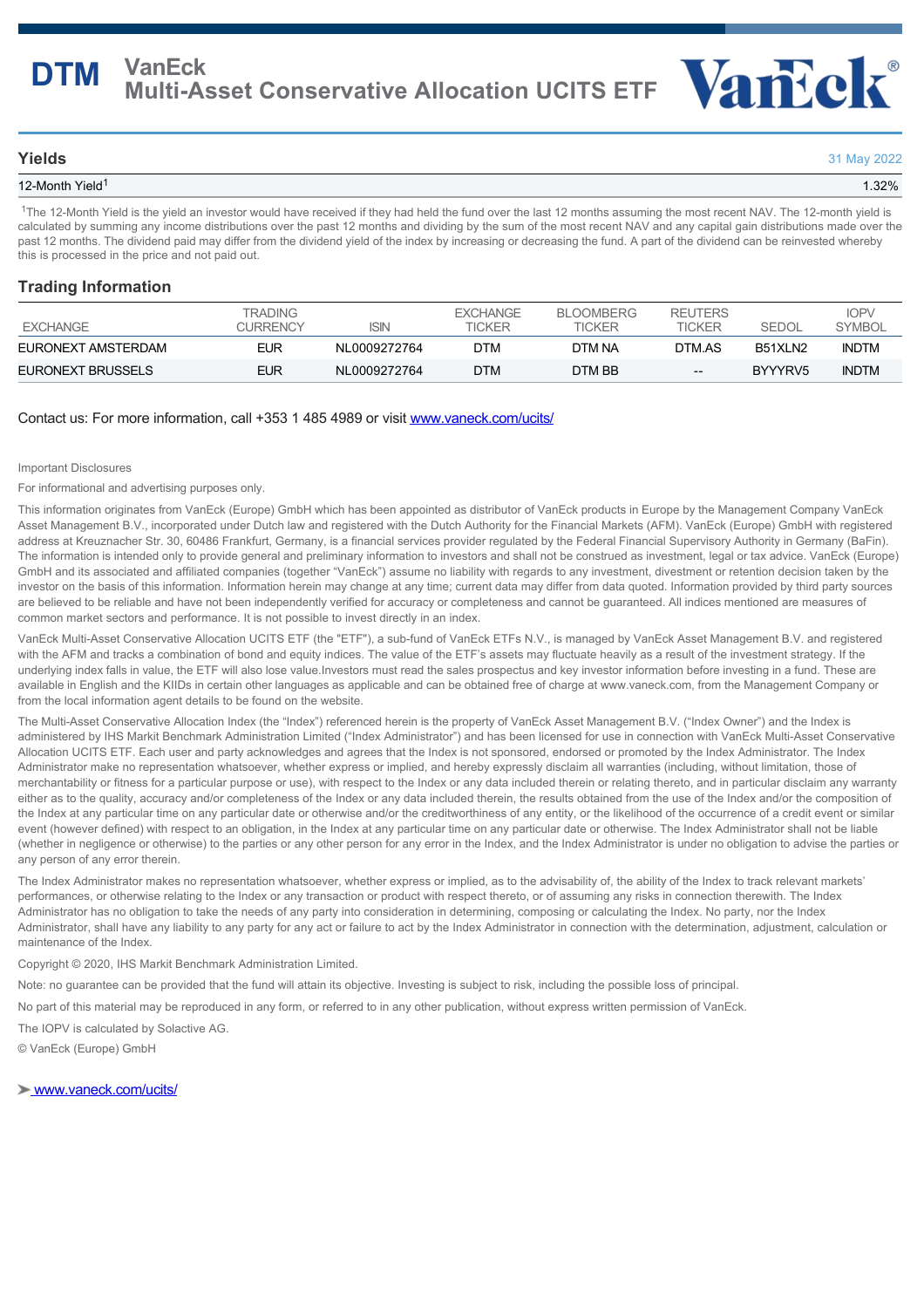# DTM VanEck Multi-Asset Conservative Allocation UCITS ETF

## Yields

31 May 2022

| | |
|---|---|
| 12-Month Yield[1] | 1.32% |

[1]The 12-Month Yield is the yield an investor would have received if they had held the fund over the last 12 months assuming the most recent NAV. The 12-month yield is calculated by summing any income distributions over the past 12 months and dividing by the sum of the most recent NAV and any capital gain distributions made over the past 12 months. The dividend paid may differ from the dividend yield of the index by increasing or decreasing the fund. A part of the dividend can be reinvested whereby this is processed in the price and not paid out.

## Trading Information

| EXCHANGE | TRADING CURRENCY | ISIN | EXCHANGE TICKER | BLOOMBERG TICKER | REUTERS TICKER | SEDOL | IOPV SYMBOL |
|---|---|---|---|---|---|---|---|
| EURONEXT AMSTERDAM | EUR | NL0009272764 | DTM | DTM NA | DTM.AS | B51XLN2 | INDTM |
| EURONEXT BRUSSELS | EUR | NL0009272764 | DTM | DTM BB | -- | BYYYRV5 | INDTM |

Contact us: For more information, call +353 1 485 4989 or visit www.vaneck.com/ucits/

Important Disclosures

For informational and advertising purposes only.

This information originates from VanEck (Europe) GmbH which has been appointed as distributor of VanEck products in Europe by the Management Company VanEck Asset Management B.V., incorporated under Dutch law and registered with the Dutch Authority for the Financial Markets (AFM). VanEck (Europe) GmbH with registered address at Kreuznacher Str. 30, 60486 Frankfurt, Germany, is a financial services provider regulated by the Federal Financial Supervisory Authority in Germany (BaFin). The information is intended only to provide general and preliminary information to investors and shall not be construed as investment, legal or tax advice. VanEck (Europe) GmbH and its associated and affiliated companies (together "VanEck") assume no liability with regards to any investment, divestment or retention decision taken by the investor on the basis of this information. Information herein may change at any time; current data may differ from data quoted. Information provided by third party sources are believed to be reliable and have not been independently verified for accuracy or completeness and cannot be guaranteed. All indices mentioned are measures of common market sectors and performance. It is not possible to invest directly in an index.

VanEck Multi-Asset Conservative Allocation UCITS ETF (the "ETF"), a sub-fund of VanEck ETFs N.V., is managed by VanEck Asset Management B.V. and registered with the AFM and tracks a combination of bond and equity indices. The value of the ETF's assets may fluctuate heavily as a result of the investment strategy. If the underlying index falls in value, the ETF will also lose value.Investors must read the sales prospectus and key investor information before investing in a fund. These are available in English and the KIIDs in certain other languages as applicable and can be obtained free of charge at www.vaneck.com, from the Management Company or from the local information agent details to be found on the website.

The Multi-Asset Conservative Allocation Index (the "Index") referenced herein is the property of VanEck Asset Management B.V. ("Index Owner") and the Index is administered by IHS Markit Benchmark Administration Limited ("Index Administrator") and has been licensed for use in connection with VanEck Multi-Asset Conservative Allocation UCITS ETF. Each user and party acknowledges and agrees that the Index is not sponsored, endorsed or promoted by the Index Administrator. The Index Administrator make no representation whatsoever, whether express or implied, and hereby expressly disclaim all warranties (including, without limitation, those of merchantability or fitness for a particular purpose or use), with respect to the Index or any data included therein or relating thereto, and in particular disclaim any warranty either as to the quality, accuracy and/or completeness of the Index or any data included therein, the results obtained from the use of the Index and/or the composition of the Index at any particular time on any particular date or otherwise and/or the creditworthiness of any entity, or the likelihood of the occurrence of a credit event or similar event (however defined) with respect to an obligation, in the Index at any particular time on any particular date or otherwise. The Index Administrator shall not be liable (whether in negligence or otherwise) to the parties or any other person for any error in the Index, and the Index Administrator is under no obligation to advise the parties or any person of any error therein.

The Index Administrator makes no representation whatsoever, whether express or implied, as to the advisability of, the ability of the Index to track relevant markets' performances, or otherwise relating to the Index or any transaction or product with respect thereto, or of assuming any risks in connection therewith. The Index Administrator has no obligation to take the needs of any party into consideration in determining, composing or calculating the Index. No party, nor the Index Administrator, shall have any liability to any party for any act or failure to act by the Index Administrator in connection with the determination, adjustment, calculation or maintenance of the Index.

Copyright © 2020, IHS Markit Benchmark Administration Limited.

Note: no guarantee can be provided that the fund will attain its objective. Investing is subject to risk, including the possible loss of principal.

No part of this material may be reproduced in any form, or referred to in any other publication, without express written permission of VanEck.

The IOPV is calculated by Solactive AG.

© VanEck (Europe) GmbH

www.vaneck.com/ucits/